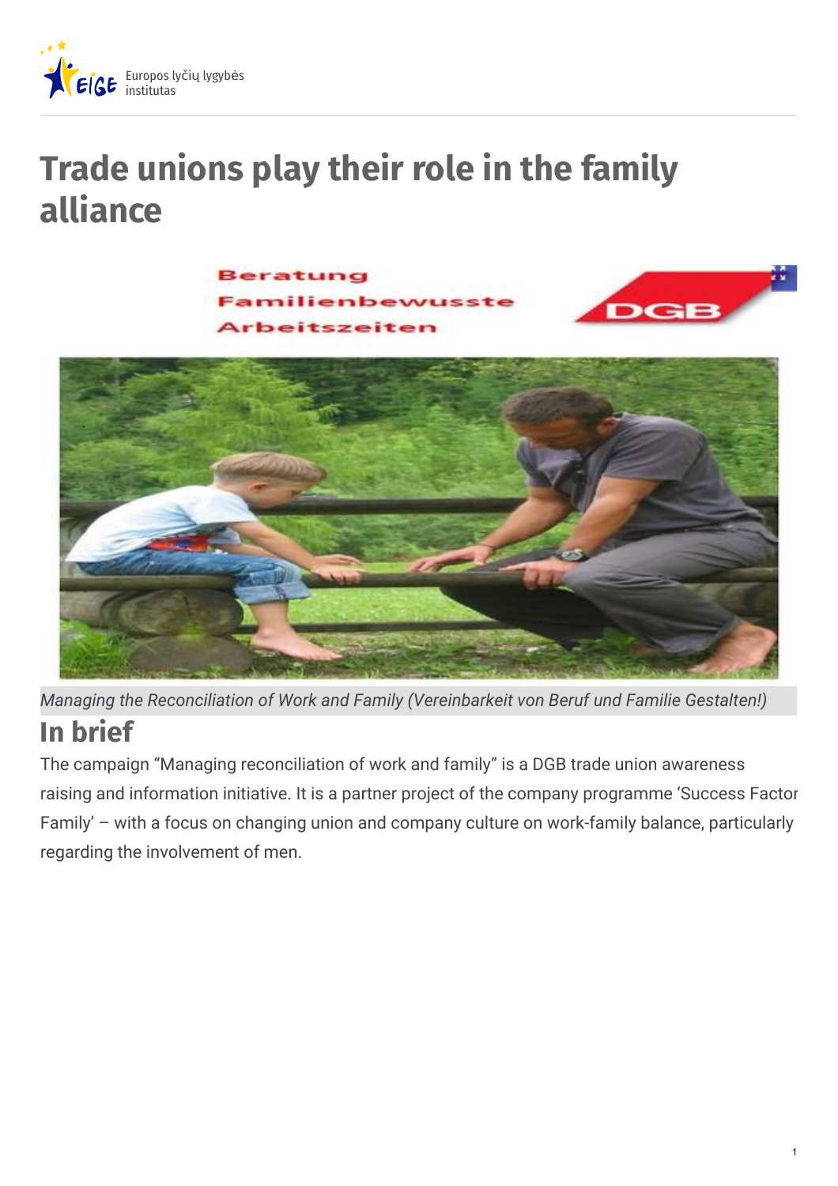# Trade unions play their role in the family alliance

*Managing the Reconciliation of Work and Family (Vereinbarkeit von Beruf und Familie Gestalten!)*

## In brief

The campaign "Managing reconciliation of work and family" is a DGB trade union awareness raising and information initiative. It is a partner project of the company programme 'Success Factor Family' – with a focus on changing union and company culture on work-family balance, particularly regarding the involvement of men.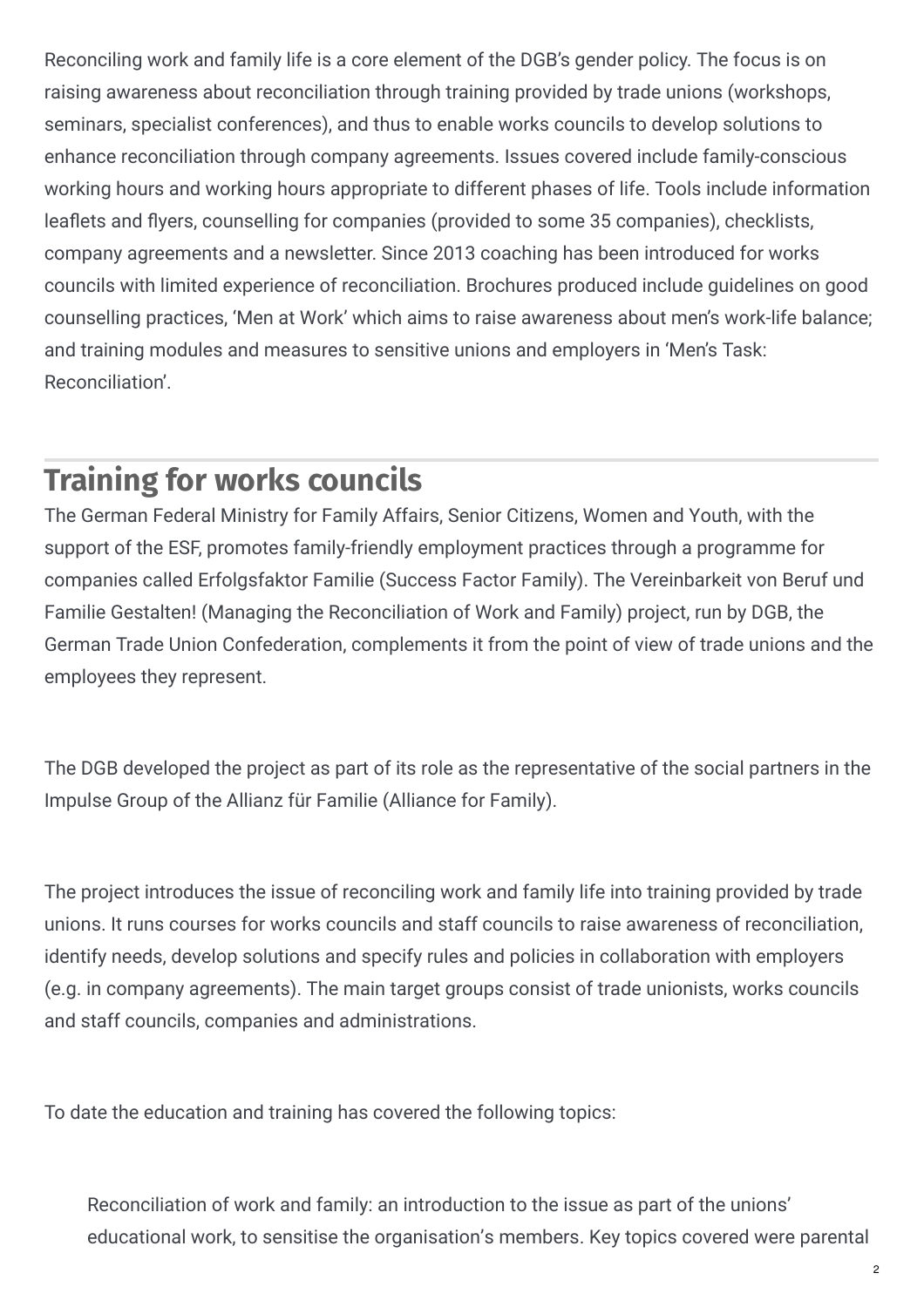Reconciling work and family life is a core element of the DGB's gender policy. The focus is on raising awareness about reconciliation through training provided by trade unions (workshops, seminars, specialist conferences), and thus to enable works councils to develop solutions to enhance reconciliation through company agreements. Issues covered include family-conscious working hours and working hours appropriate to different phases of life. Tools include information leaflets and flyers, counselling for companies (provided to some 35 companies), checklists, company agreements and a newsletter. Since 2013 coaching has been introduced for works councils with limited experience of reconciliation. Brochures produced include guidelines on good counselling practices, 'Men at Work' which aims to raise awareness about men's work-life balance; and training modules and measures to sensitive unions and employers in 'Men's Task: Reconciliation'.

## Training for works councils

The German Federal Ministry for Family Affairs, Senior Citizens, Women and Youth, with the support of the ESF, promotes family-friendly employment practices through a programme for companies called Erfolgsfaktor Familie (Success Factor Family). The Vereinbarkeit von Beruf und Familie Gestalten! (Managing the Reconciliation of Work and Family) project, run by DGB, the German Trade Union Confederation, complements it from the point of view of trade unions and the employees they represent.

The DGB developed the project as part of its role as the representative of the social partners in the Impulse Group of the Allianz für Familie (Alliance for Family).

The project introduces the issue of reconciling work and family life into training provided by trade unions. It runs courses for works councils and staff councils to raise awareness of reconciliation, identify needs, develop solutions and specify rules and policies in collaboration with employers (e.g. in company agreements). The main target groups consist of trade unionists, works councils and staff councils, companies and administrations.

To date the education and training has covered the following topics:

Reconciliation of work and family: an introduction to the issue as part of the unions' educational work, to sensitise the organisation's members. Key topics covered were parental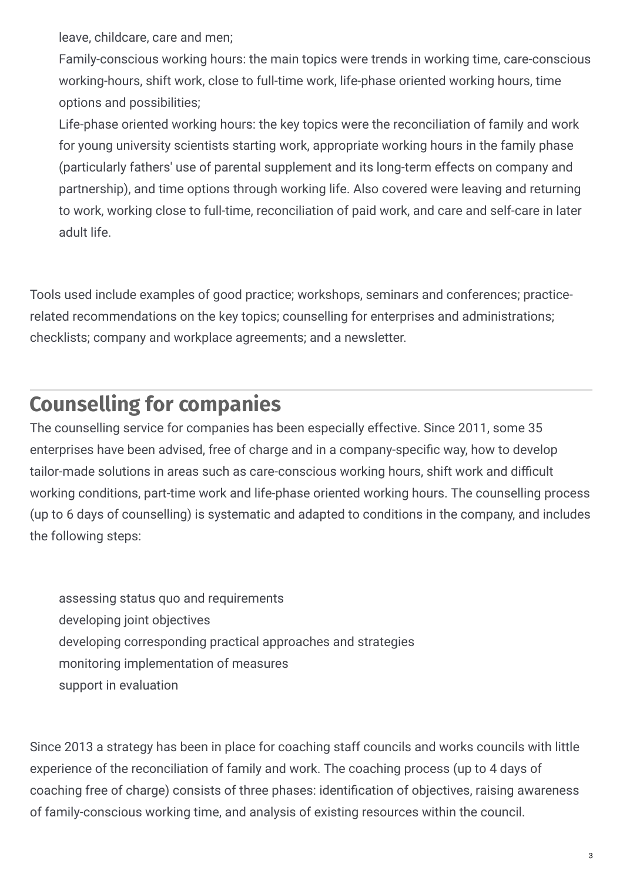- leave, childcare, care and men;
- Family-conscious working hours: the main topics were trends in working time, care-conscious working-hours, shift work, close to full-time work, life-phase oriented working hours, time options and possibilities;
- Life-phase oriented working hours: the key topics were the reconciliation of family and work for young university scientists starting work, appropriate working hours in the family phase (particularly fathers' use of parental supplement and its long-term effects on company and partnership), and time options through working life. Also covered were leaving and returning to work, working close to full-time, reconciliation of paid work, and care and self-care in later adult life.

Tools used include examples of good practice; workshops, seminars and conferences; practice-related recommendations on the key topics; counselling for enterprises and administrations; checklists; company and workplace agreements; and a newsletter.

## Counselling for companies

The counselling service for companies has been especially effective. Since 2011, some 35 enterprises have been advised, free of charge and in a company-specific way, how to develop tailor-made solutions in areas such as care-conscious working hours, shift work and difficult working conditions, part-time work and life-phase oriented working hours. The counselling process (up to 6 days of counselling) is systematic and adapted to conditions in the company, and includes the following steps:

- assessing status quo and requirements
- developing joint objectives
- developing corresponding practical approaches and strategies
- monitoring implementation of measures
- support in evaluation

Since 2013 a strategy has been in place for coaching staff councils and works councils with little experience of the reconciliation of family and work. The coaching process (up to 4 days of coaching free of charge) consists of three phases: identification of objectives, raising awareness of family-conscious working time, and analysis of existing resources within the council.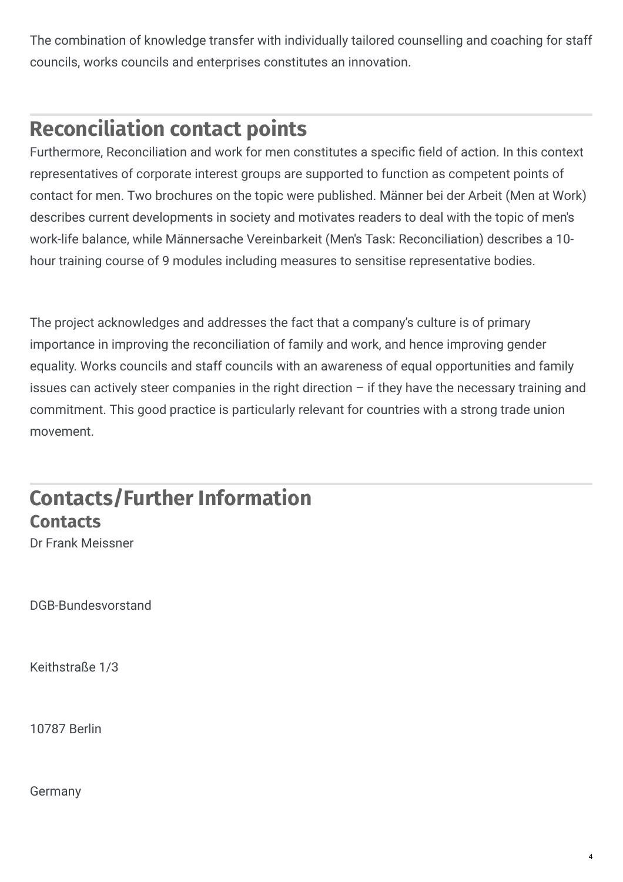The combination of knowledge transfer with individually tailored counselling and coaching for staff councils, works councils and enterprises constitutes an innovation.

## Reconciliation contact points

Furthermore, Reconciliation and work for men constitutes a specific field of action. In this context representatives of corporate interest groups are supported to function as competent points of contact for men. Two brochures on the topic were published. Männer bei der Arbeit (Men at Work) describes current developments in society and motivates readers to deal with the topic of men's work-life balance, while Männersache Vereinbarkeit (Men's Task: Reconciliation) describes a 10-hour training course of 9 modules including measures to sensitise representative bodies.

The project acknowledges and addresses the fact that a company's culture is of primary importance in improving the reconciliation of family and work, and hence improving gender equality. Works councils and staff councils with an awareness of equal opportunities and family issues can actively steer companies in the right direction – if they have the necessary training and commitment. This good practice is particularly relevant for countries with a strong trade union movement.

## Contacts/Further Information

### Contacts

Dr Frank Meissner

DGB-Bundesvorstand

Keithstraße 1/3

10787 Berlin

Germany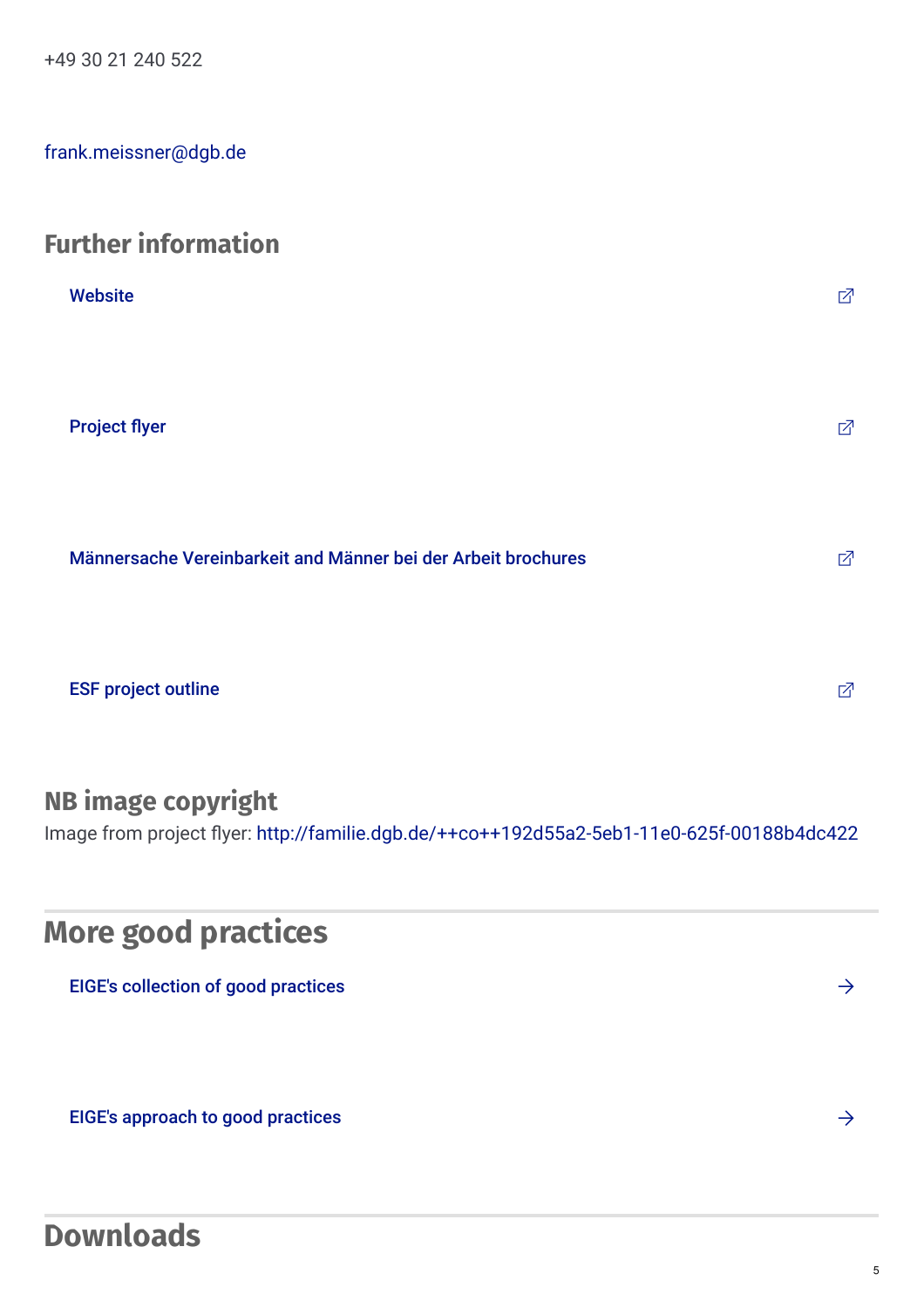+49 30 21 240 522

frank.meissner@dgb.de

## Further information

Website

Project flyer

Männersache Vereinbarkeit and Männer bei der Arbeit brochures

ESF project outline

## NB image copyright

Image from project flyer: http://familie.dgb.de/++co++192d55a2-5eb1-11e0-625f-00188b4dc422

## More good practices

EIGE's collection of good practices

EIGE's approach to good practices

## Downloads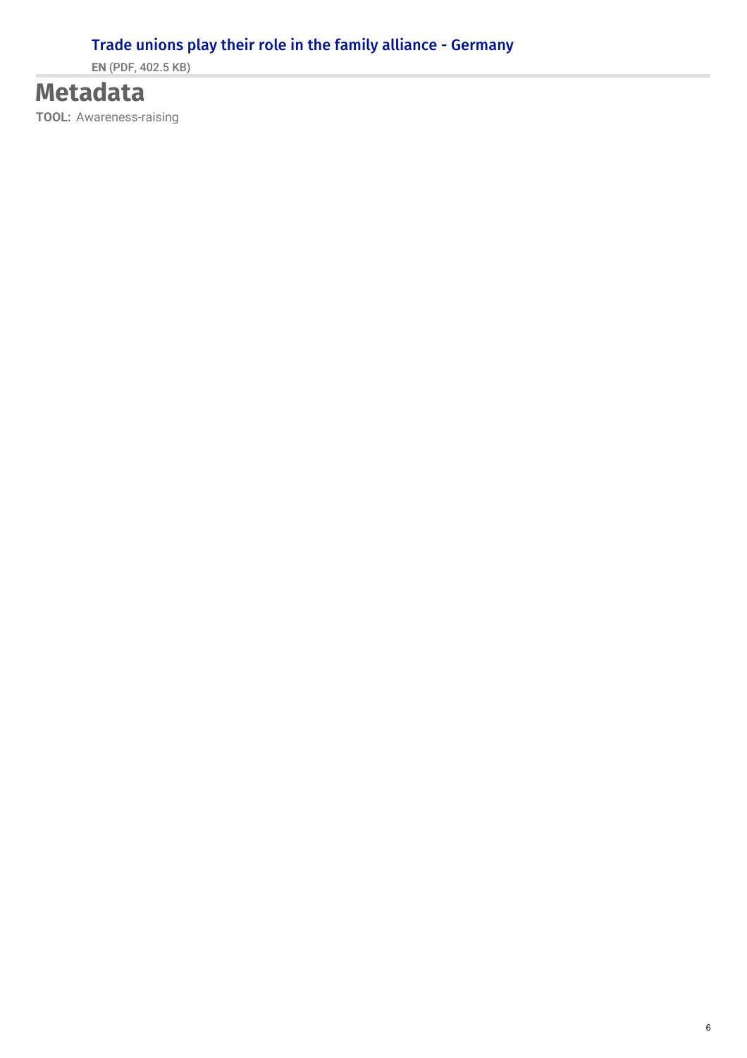Trade unions play their role in the family alliance - Germany

**EN** (PDF, 402.5 KB)

# Metadata

**TOOL:** Awareness-raising